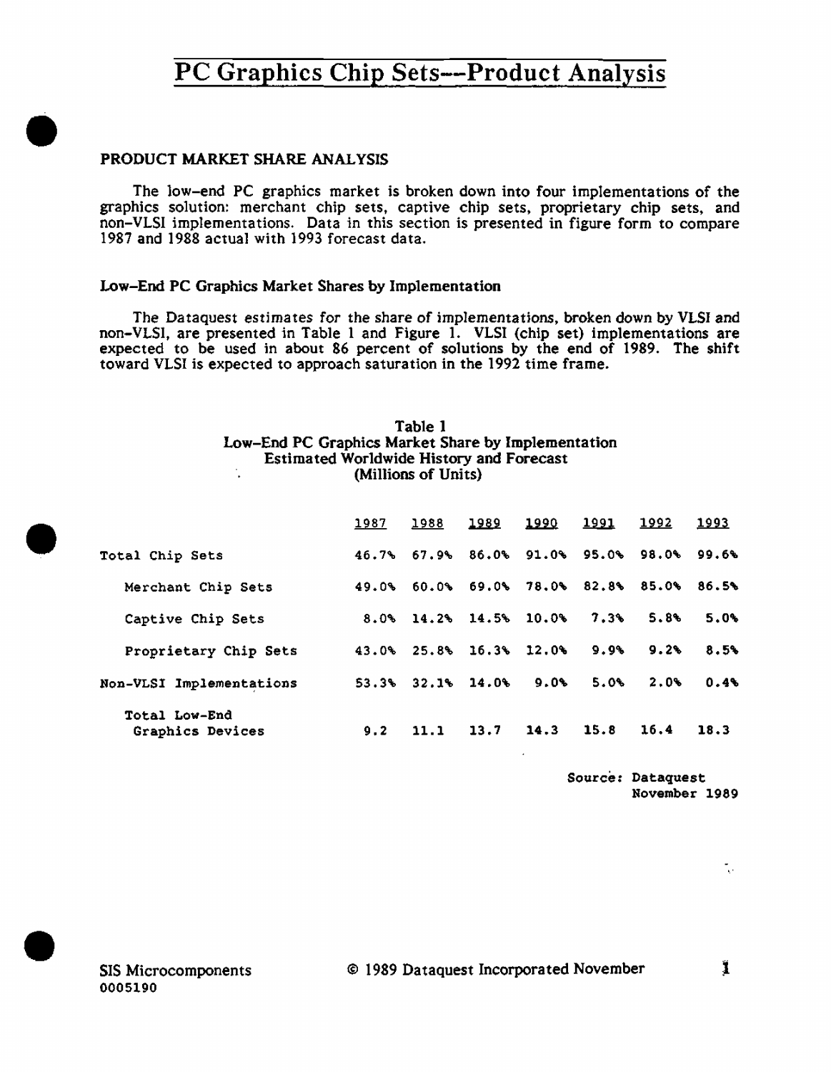# PC Graphics Chip Sets—Product Analysis

## PRODUCT MARKET SHARE ANALYSIS

The low-end PC graphics market is broken down into four implementations of the graphics solution: merchant chip sets, captive chip sets, proprietary chip sets, and non-VLSI implementations. Data in this section is presented in figure form to compare 1987 and 1988 actual with 1993 forecast data.

### Low-End PC Graphics Market Shares by Implementation

The Dataquest estimates for the share of implementations, broken down by VLSI and non-VLSI, are presented in Table 1 and Figure 1. VLSI (chip set) implementations are expected to be used in about 86 percent of solutions by the end of 1989. The shift toward VLSI is expected to approach saturation in the 1992 time frame.

**Table 1**
**Low-End PC Graphics Market Share by Implementation**
**Estimated Worldwide History and Forecast**
**(Millions of Units)**

| | 1987 | 1988 | 1989 | 1990 | 1991 | 1992 | 1993 |
|---|---|---|---|---|---|---|---|
| Total Chip Sets | 46.7% | 67.9% | 86.0% | 91.0% | 95.0% | 98.0% | 99.6% |
| Merchant Chip Sets | 49.0% | 60.0% | 69.0% | 78.0% | 82.8% | 85.0% | 86.5% |
| Captive Chip Sets | 8.0% | 14.2% | 14.5% | 10.0% | 7.3% | 5.8% | 5.0% |
| Proprietary Chip Sets | 43.0% | 25.8% | 16.3% | 12.0% | 9.9% | 9.2% | 8.5% |
| Non-VLSI Implementations | 53.3% | 32.1% | 14.0% | 9.0% | 5.0% | 2.0% | 0.4% |
| Total Low-End Graphics Devices | 9.2 | 11.1 | 13.7 | 14.3 | 15.8 | 16.4 | 18.3 |

Source: Dataquest
November 1989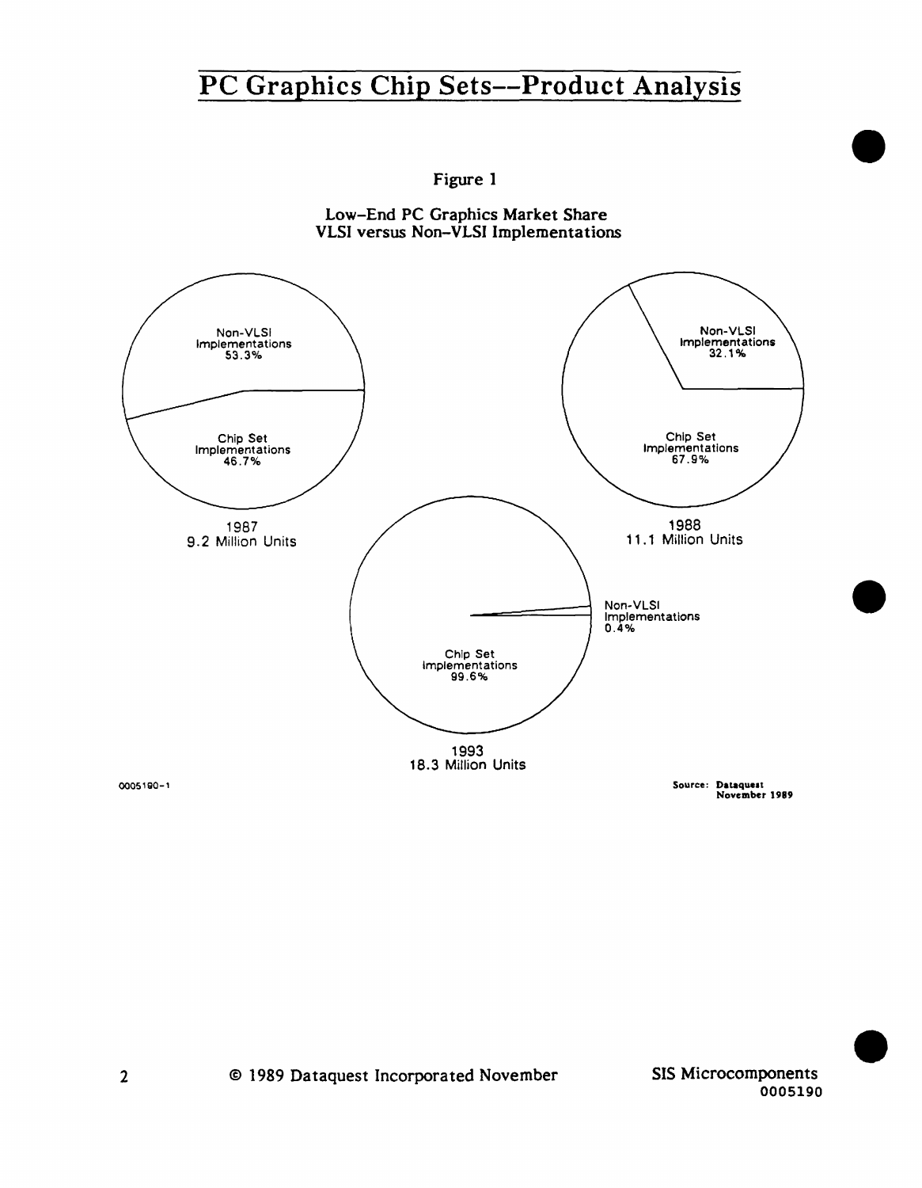Figure 1

Low-End PC Graphics Market Share
VLSI versus Non-VLSI Implementations

1987
9.2 Million Units

- Non-VLSI Implementations 53.3%
- Chip Set Implementations 46.7%

1988
11.1 Million Units

- Non-VLSI Implementations 32.1%
- Chip Set Implementations 67.9%

1993
18.3 Million Units

- Non-VLSI Implementations 0.4%
- Chip Set Implementations 99.6%

0005190-1

Source: Dataquest
November 1989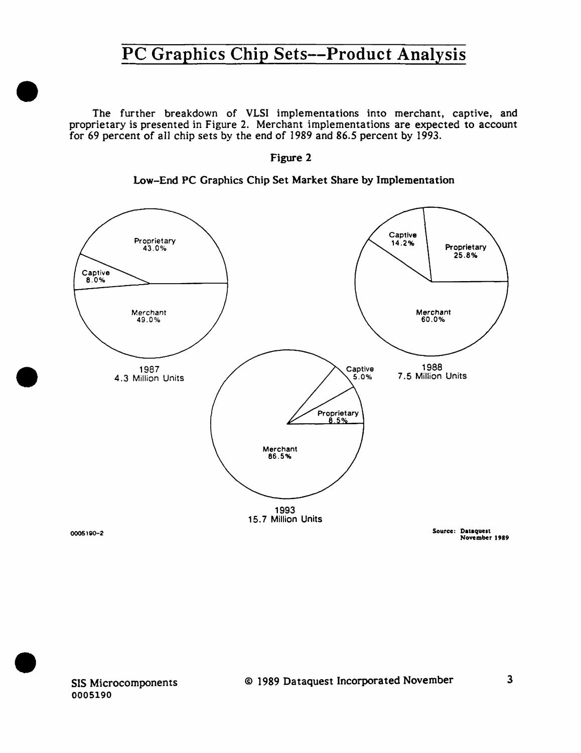The further breakdown of VLSI implementations into merchant, captive, and proprietary is presented in Figure 2. Merchant implementations are expected to account for 69 percent of all chip sets by the end of 1989 and 86.5 percent by 1993.

**Figure 2**

**Low-End PC Graphics Chip Set Market Share by Implementation**

1987
4.3 Million Units

| Implementation | Share |
|---|---|
| Proprietary | 43.0% |
| Captive | 8.0% |
| Merchant | 49.0% |

1988
7.5 Million Units

| Implementation | Share |
|---|---|
| Captive | 14.2% |
| Proprietary | 25.8% |
| Merchant | 60.0% |

1993
15.7 Million Units

| Implementation | Share |
|---|---|
| Captive | 5.0% |
| Proprietary | 8.5% |
| Merchant | 86.5% |

0005190-2

Source: Dataquest November 1989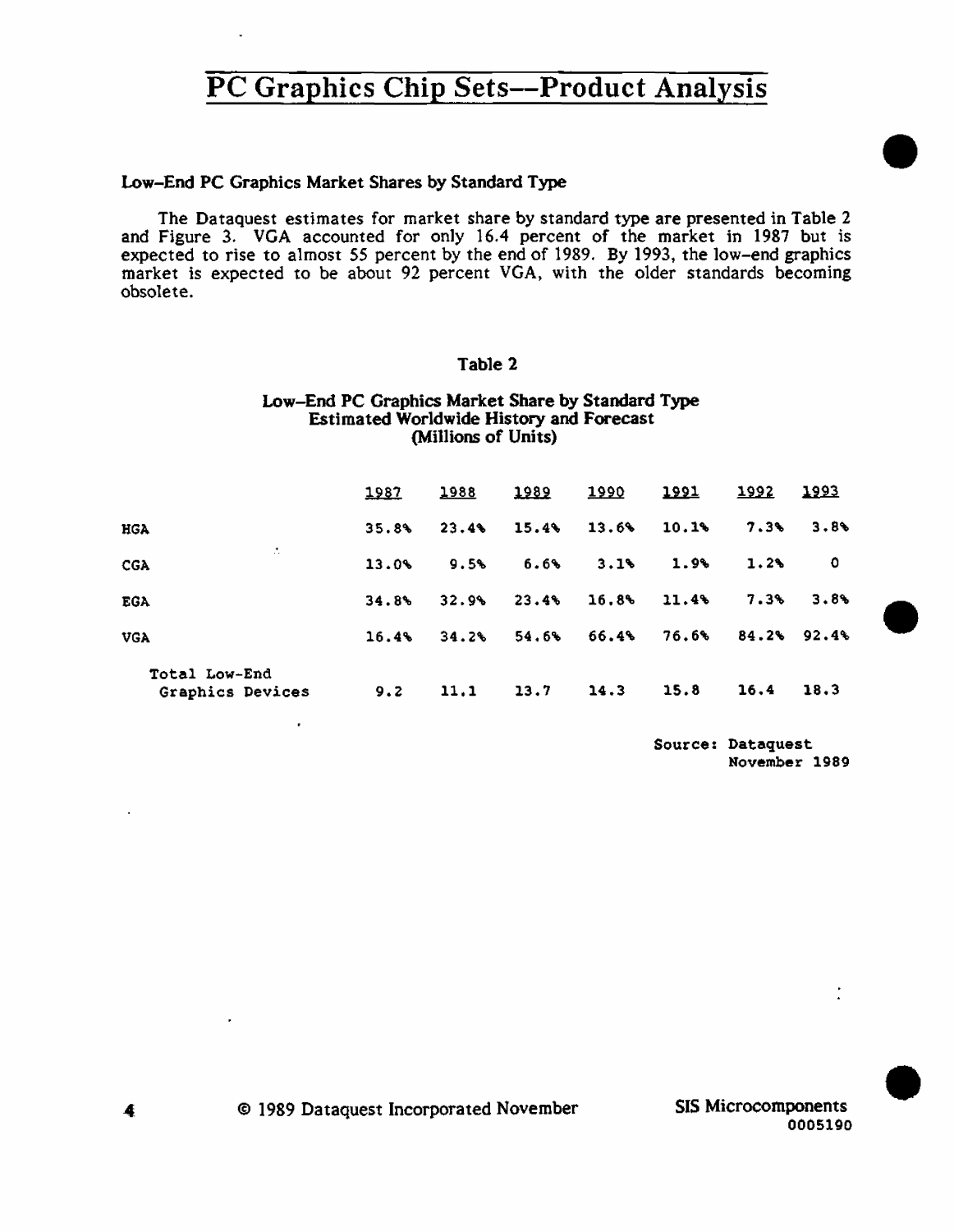## Low-End PC Graphics Market Shares by Standard Type

The Dataquest estimates for market share by standard type are presented in Table 2 and Figure 3. VGA accounted for only 16.4 percent of the market in 1987 but is expected to rise to almost 55 percent by the end of 1989. By 1993, the low-end graphics market is expected to be about 92 percent VGA, with the older standards becoming obsolete.

Table 2

**Low-End PC Graphics Market Share by Standard Type**
**Estimated Worldwide History and Forecast**
**(Millions of Units)**

| | 1987 | 1988 | 1989 | 1990 | 1991 | 1992 | 1993 |
|---|---|---|---|---|---|---|---|
| HGA | 35.8% | 23.4% | 15.4% | 13.6% | 10.1% | 7.3% | 3.8% |
| CGA | 13.0% | 9.5% | 6.6% | 3.1% | 1.9% | 1.2% | 0 |
| EGA | 34.8% | 32.9% | 23.4% | 16.8% | 11.4% | 7.3% | 3.8% |
| VGA | 16.4% | 34.2% | 54.6% | 66.4% | 76.6% | 84.2% | 92.4% |
| Total Low-End Graphics Devices | 9.2 | 11.1 | 13.7 | 14.3 | 15.8 | 16.4 | 18.3 |

Source: Dataquest
November 1989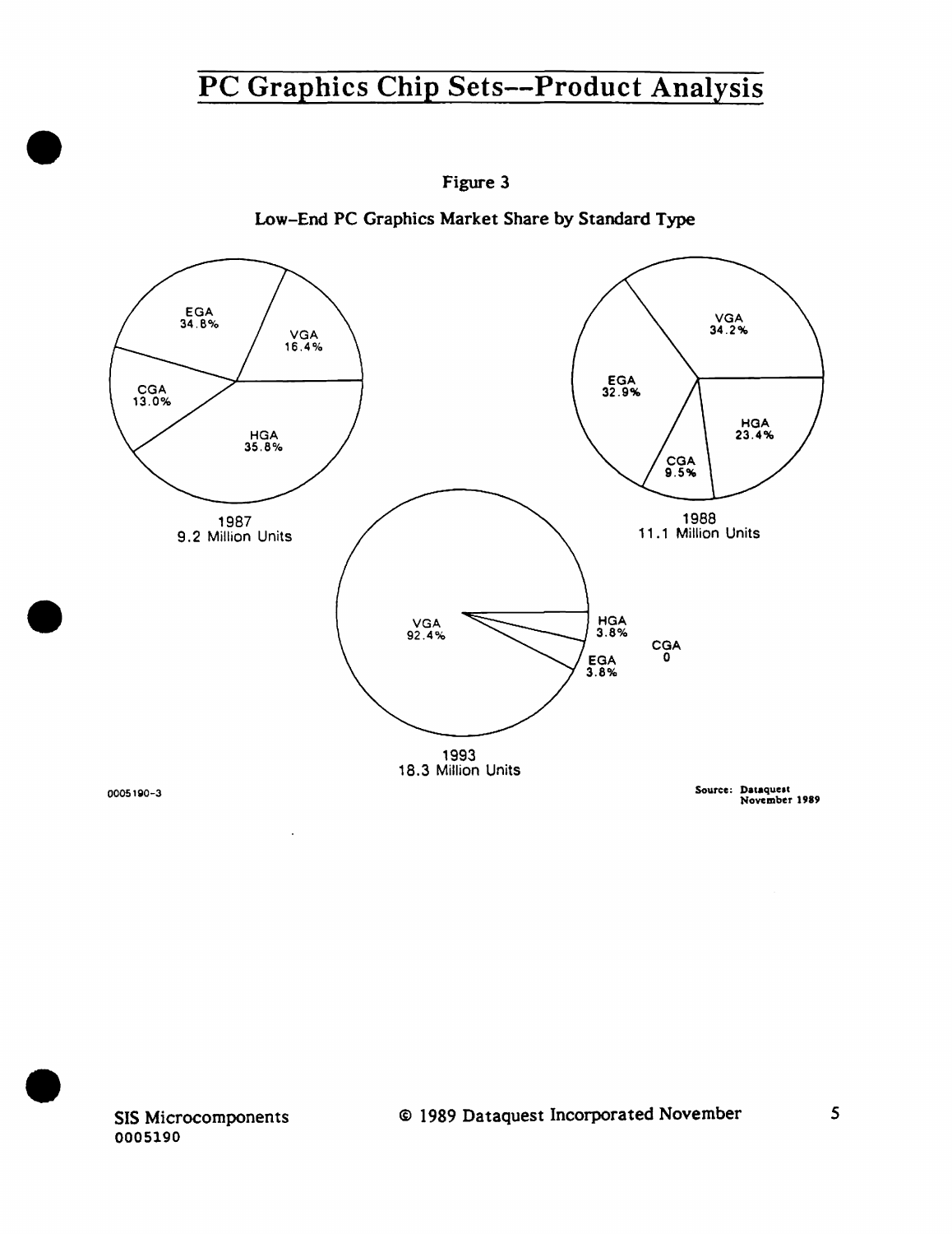# PC Graphics Chip Sets--Product Analysis

**Figure 3**

**Low-End PC Graphics Market Share by Standard Type**

EGA 34.8%
VGA 16.4%
CGA 13.0%
HGA 35.8%

1987
9.2 Million Units

VGA 34.2%
EGA 32.9%
HGA 23.4%
CGA 9.5%

1988
11.1 Million Units

VGA 92.4%
HGA 3.8%
EGA 3.8%
CGA 0

1993
18.3 Million Units

0005190-3

Source: Dataquest November 1989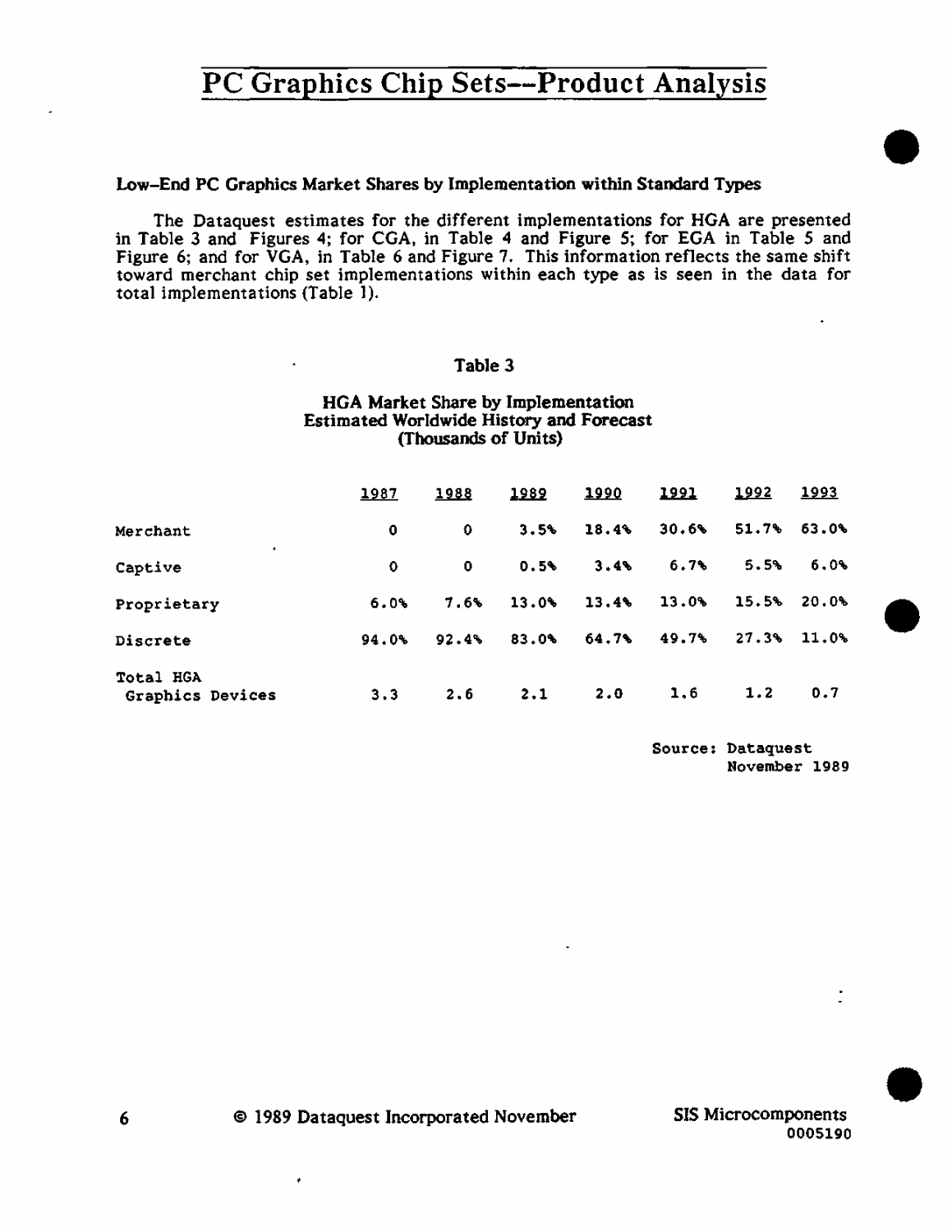# PC Graphics Chip Sets—Product Analysis

### Low-End PC Graphics Market Shares by Implementation within Standard Types

The Dataquest estimates for the different implementations for HGA are presented in Table 3 and Figures 4; for CGA, in Table 4 and Figure 5; for EGA in Table 5 and Figure 6; and for VGA, in Table 6 and Figure 7. This information reflects the same shift toward merchant chip set implementations within each type as is seen in the data for total implementations (Table 1).

**Table 3**

**HGA Market Share by Implementation**
**Estimated Worldwide History and Forecast**
**(Thousands of Units)**

| | 1987 | 1988 | 1989 | 1990 | 1991 | 1992 | 1993 |
|---|---|---|---|---|---|---|---|
| Merchant | 0 | 0 | 3.5% | 18.4% | 30.6% | 51.7% | 63.0% |
| Captive | 0 | 0 | 0.5% | 3.4% | 6.7% | 5.5% | 6.0% |
| Proprietary | 6.0% | 7.6% | 13.0% | 13.4% | 13.0% | 15.5% | 20.0% |
| Discrete | 94.0% | 92.4% | 83.0% | 64.7% | 49.7% | 27.3% | 11.0% |
| Total HGA Graphics Devices | 3.3 | 2.6 | 2.1 | 2.0 | 1.6 | 1.2 | 0.7 |

Source: Dataquest
November 1989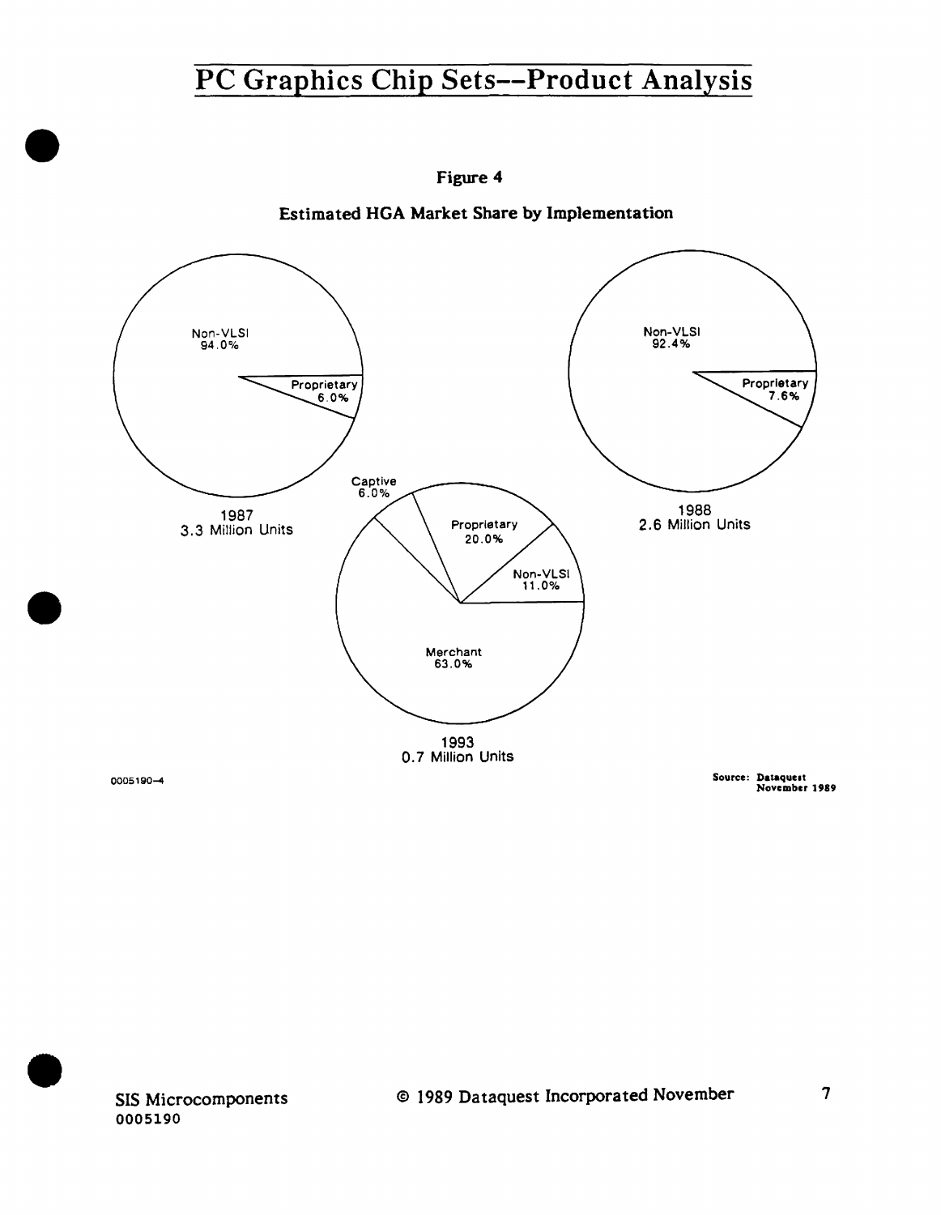**Figure 4**

**Estimated HGA Market Share by Implementation**

1987 — 3.3 Million Units

| Implementation | Share |
|---|---|
| Non-VLSI | 94.0% |
| Proprietary | 6.0% |

1988 — 2.6 Million Units

| Implementation | Share |
|---|---|
| Non-VLSI | 92.4% |
| Proprietary | 7.6% |

1993 — 0.7 Million Units

| Implementation | Share |
|---|---|
| Merchant | 63.0% |
| Proprietary | 20.0% |
| Non-VLSI | 11.0% |
| Captive | 6.0% |

0005190-4

Source: Dataquest
November 1989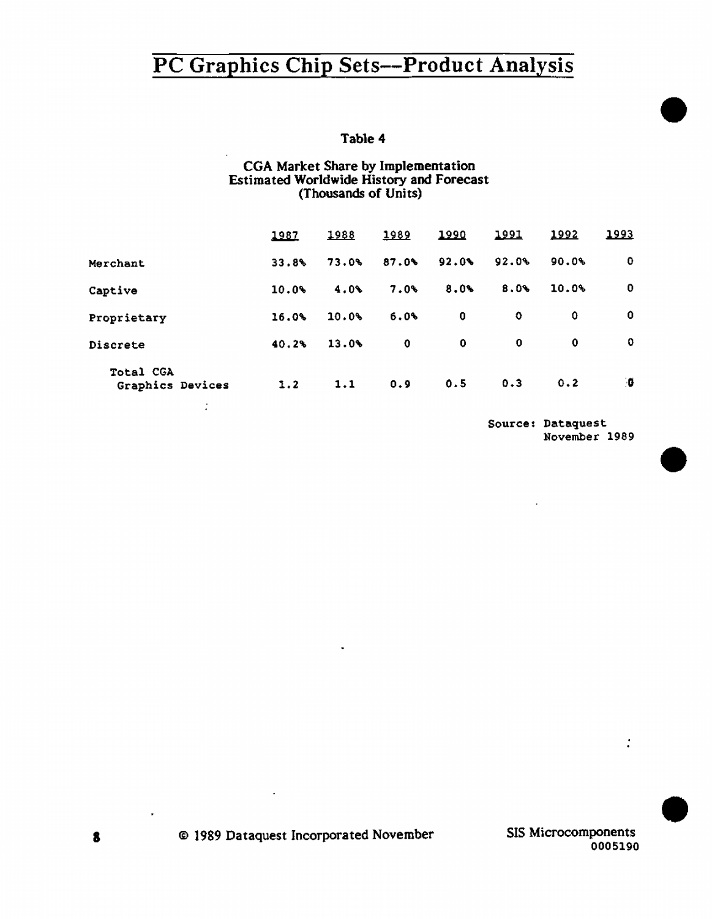# PC Graphics Chip Sets—Product Analysis

**Table 4**

**CGA Market Share by Implementation**
**Estimated Worldwide History and Forecast**
**(Thousands of Units)**

| | 1987 | 1988 | 1989 | 1990 | 1991 | 1992 | 1993 |
|---|---|---|---|---|---|---|---|
| Merchant | 33.8% | 73.0% | 87.0% | 92.0% | 92.0% | 90.0% | 0 |
| Captive | 10.0% | 4.0% | 7.0% | 8.0% | 8.0% | 10.0% | 0 |
| Proprietary | 16.0% | 10.0% | 6.0% | 0 | 0 | 0 | 0 |
| Discrete | 40.2% | 13.0% | 0 | 0 | 0 | 0 | 0 |
| Total CGA Graphics Devices | 1.2 | 1.1 | 0.9 | 0.5 | 0.3 | 0.2 | 0 |

Source: Dataquest
November 1989

© 1989 Dataquest Incorporated November

SIS Microcomponents
0005190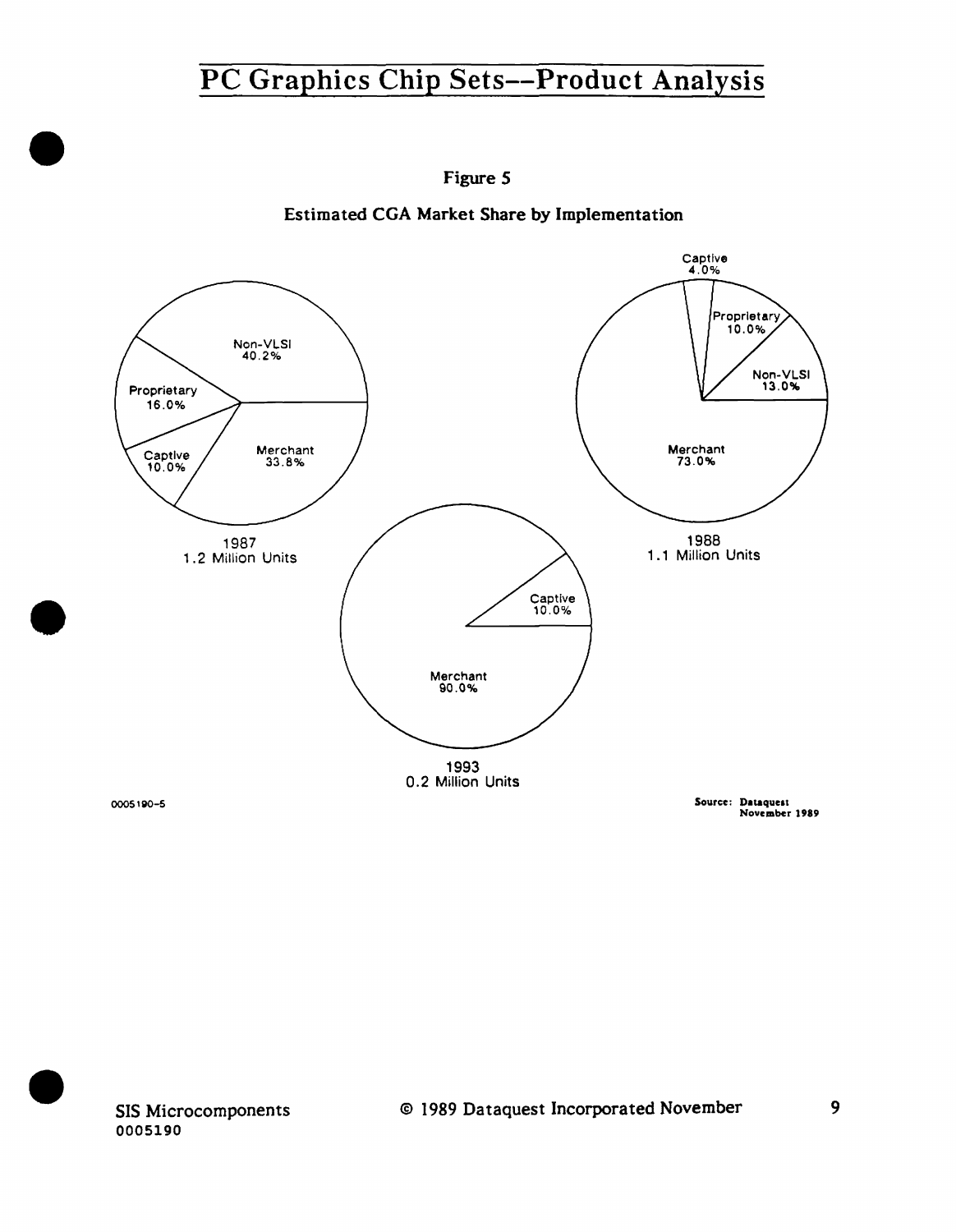**Figure 5**

**Estimated CGA Market Share by Implementation**

1987 — 1.2 Million Units

| Implementation | Share |
|---|---|
| Non-VLSI | 40.2% |
| Merchant | 33.8% |
| Proprietary | 16.0% |
| Captive | 10.0% |

1988 — 1.1 Million Units

| Implementation | Share |
|---|---|
| Merchant | 73.0% |
| Non-VLSI | 13.0% |
| Proprietary | 10.0% |
| Captive | 4.0% |

1993 — 0.2 Million Units

| Implementation | Share |
|---|---|
| Merchant | 90.0% |
| Captive | 10.0% |

0005190-5

Source: Dataquest November 1989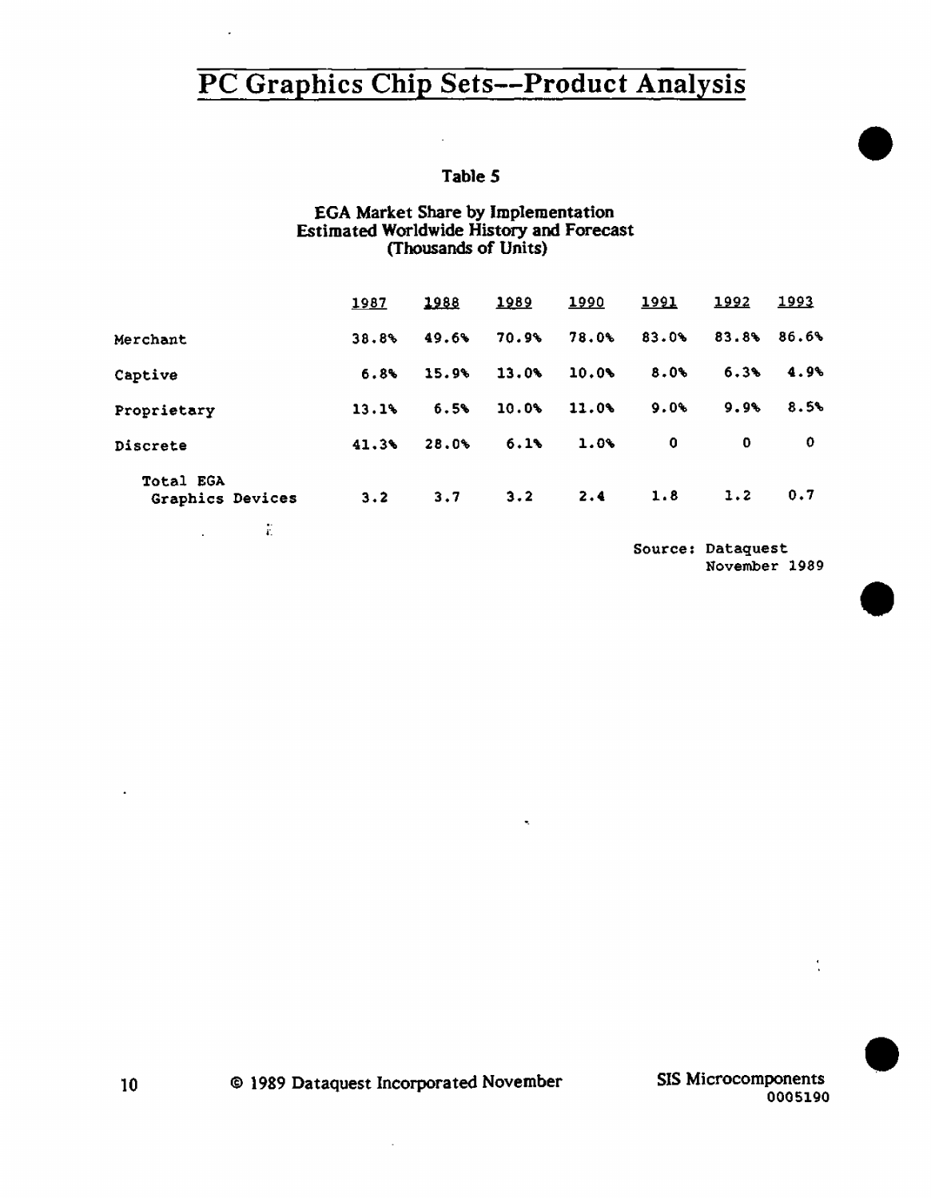# PC Graphics Chip Sets--Product Analysis

**Table 5**

**EGA Market Share by Implementation**
**Estimated Worldwide History and Forecast**
**(Thousands of Units)**

| | 1987 | 1988 | 1989 | 1990 | 1991 | 1992 | 1993 |
|---|---|---|---|---|---|---|---|
| Merchant | 38.8% | 49.6% | 70.9% | 78.0% | 83.0% | 83.8% | 86.6% |
| Captive | 6.8% | 15.9% | 13.0% | 10.0% | 8.0% | 6.3% | 4.9% |
| Proprietary | 13.1% | 6.5% | 10.0% | 11.0% | 9.0% | 9.9% | 8.5% |
| Discrete | 41.3% | 28.0% | 6.1% | 1.0% | 0 | 0 | 0 |
| Total EGA Graphics Devices | 3.2 | 3.7 | 3.2 | 2.4 | 1.8 | 1.2 | 0.7 |

Source: Dataquest
November 1989

© 1989 Dataquest Incorporated November

SIS Microcomponents
0005190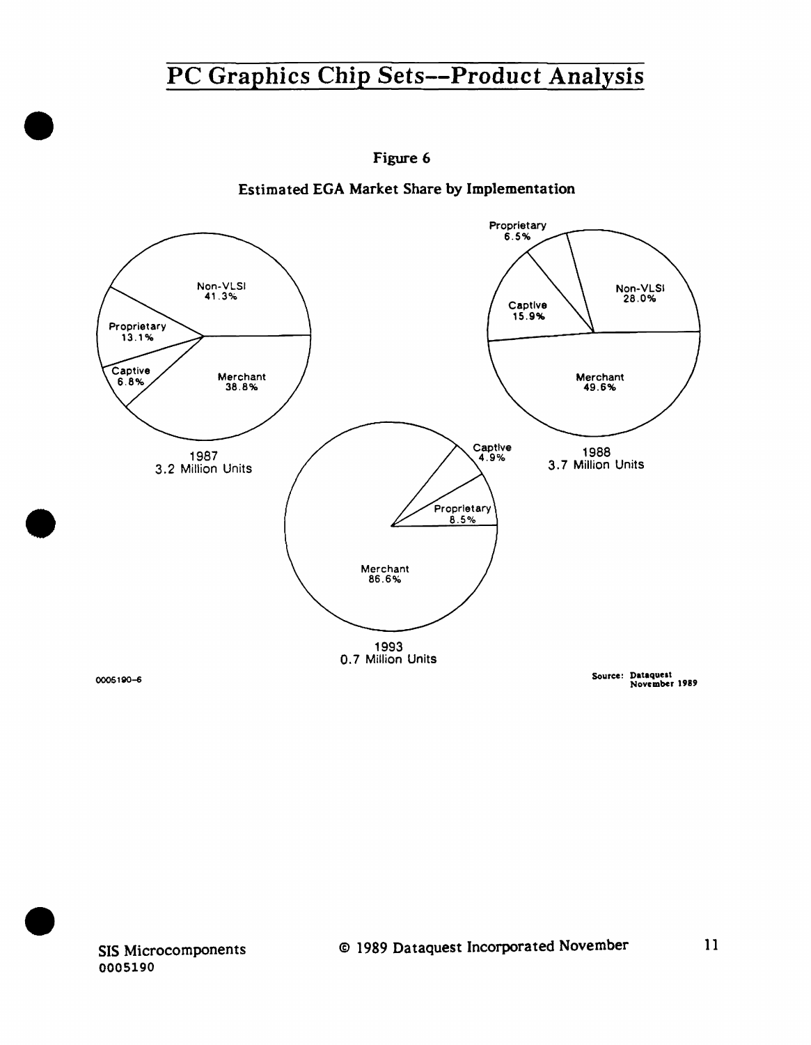## Figure 6

### Estimated EGA Market Share by Implementation

**1987 — 3.2 Million Units**

| Implementation | Share |
|---|---|
| Non-VLSI | 41.3% |
| Merchant | 38.8% |
| Proprietary | 13.1% |
| Captive | 6.8% |

**1988 — 3.7 Million Units**

| Implementation | Share |
|---|---|
| Merchant | 49.6% |
| Non-VLSI | 28.0% |
| Captive | 15.9% |
| Proprietary | 6.5% |

**1993 — 0.7 Million Units**

| Implementation | Share |
|---|---|
| Merchant | 86.6% |
| Proprietary | 8.5% |
| Captive | 4.9% |

0005190-6

Source: Dataquest November 1989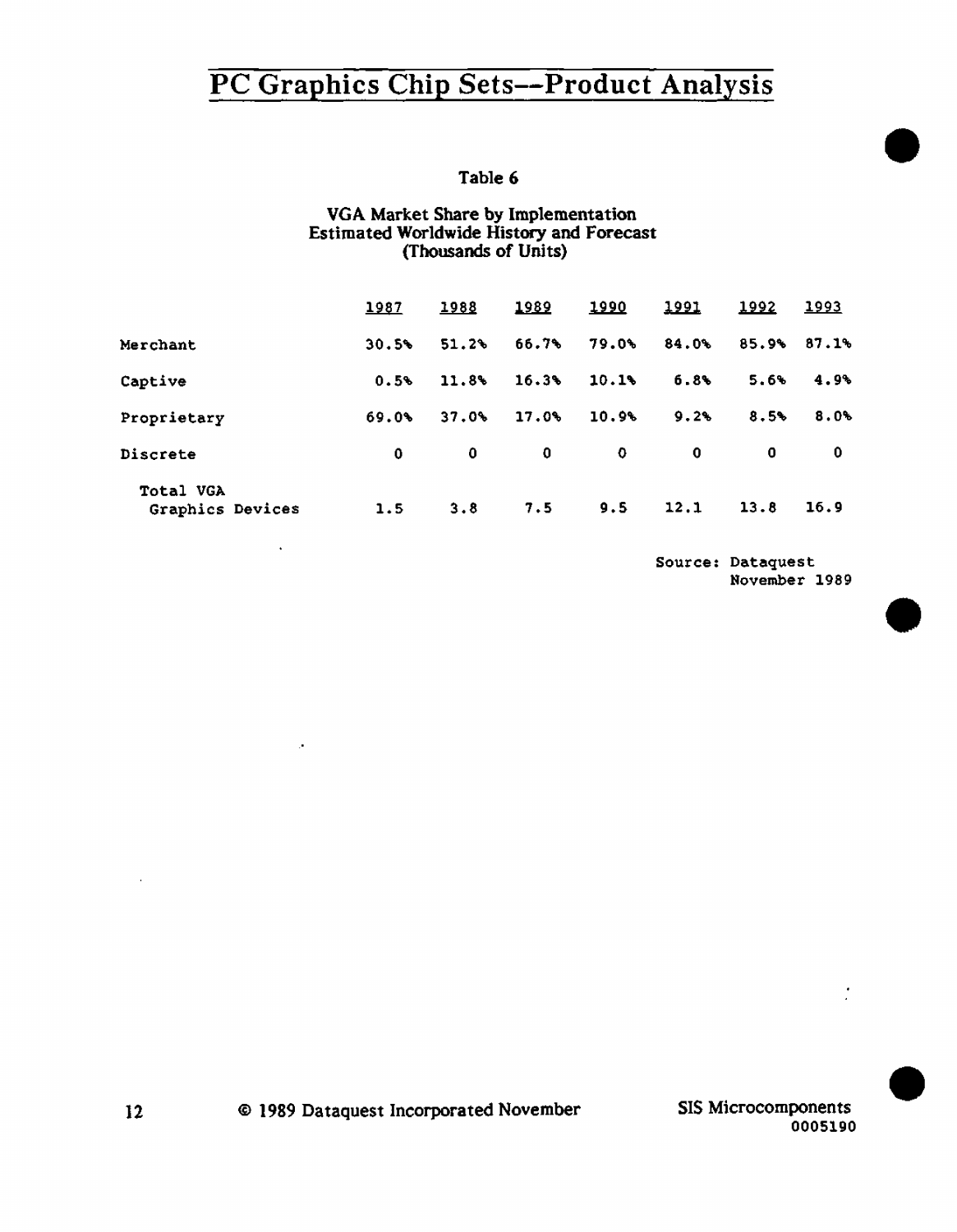# PC Graphics Chip Sets--Product Analysis

Table 6

VGA Market Share by Implementation
Estimated Worldwide History and Forecast
(Thousands of Units)

| | 1987 | 1988 | 1989 | 1990 | 1991 | 1992 | 1993 |
|---|---|---|---|---|---|---|---|
| Merchant | 30.5% | 51.2% | 66.7% | 79.0% | 84.0% | 85.9% | 87.1% |
| Captive | 0.5% | 11.8% | 16.3% | 10.1% | 6.8% | 5.6% | 4.9% |
| Proprietary | 69.0% | 37.0% | 17.0% | 10.9% | 9.2% | 8.5% | 8.0% |
| Discrete | 0 | 0 | 0 | 0 | 0 | 0 | 0 |
| Total VGA Graphics Devices | 1.5 | 3.8 | 7.5 | 9.5 | 12.1 | 13.8 | 16.9 |

Source: Dataquest
November 1989

© 1989 Dataquest Incorporated November

SIS Microcomponents
0005190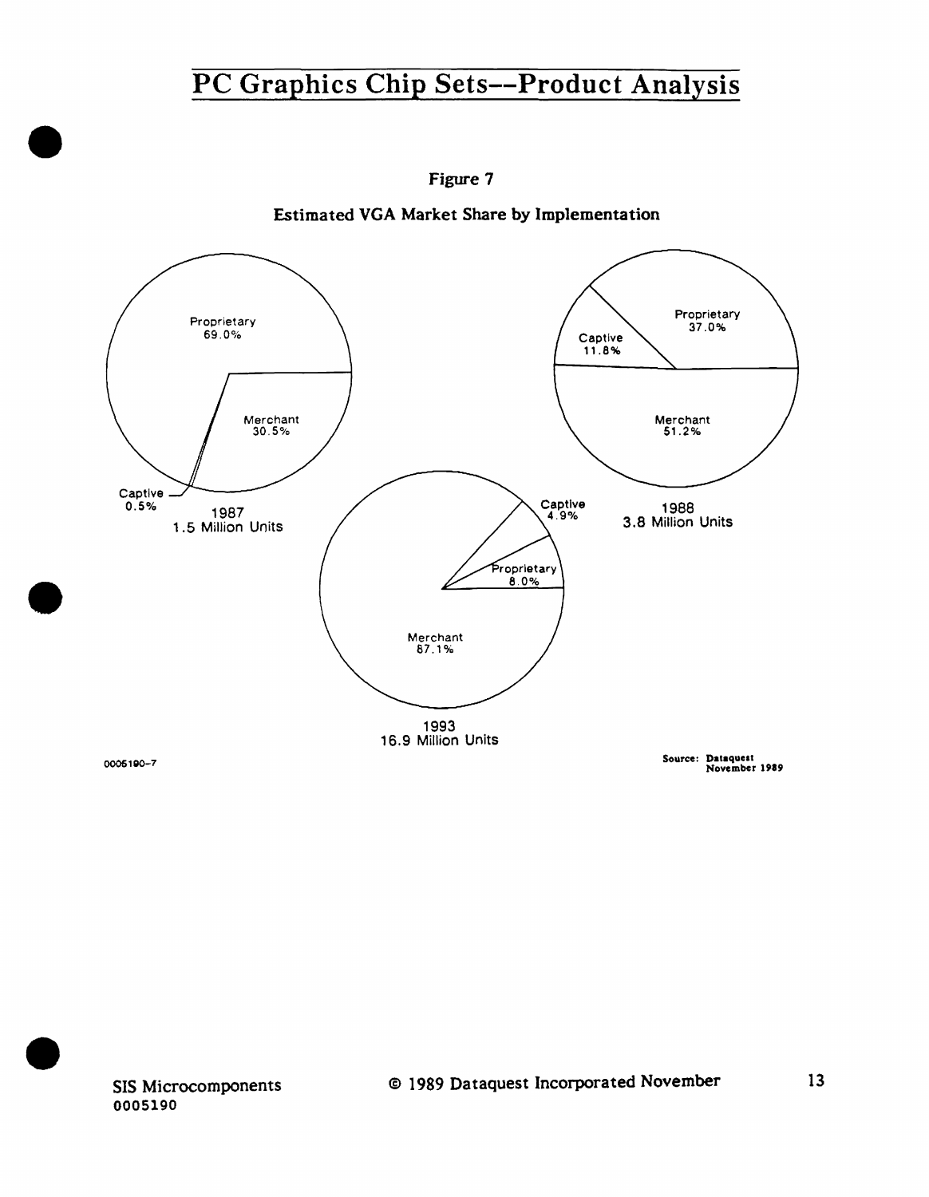Figure 7

Estimated VGA Market Share by Implementation

| Year | Units | Proprietary | Merchant | Captive |
|---|---|---|---|---|
| 1987 | 1.5 Million Units | 69.0% | 30.5% | 0.5% |
| 1988 | 3.8 Million Units | 37.0% | 51.2% | 11.8% |
| 1993 | 16.9 Million Units | 8.0% | 87.1% | 4.9% |

0005190-7

Source: Dataquest November 1989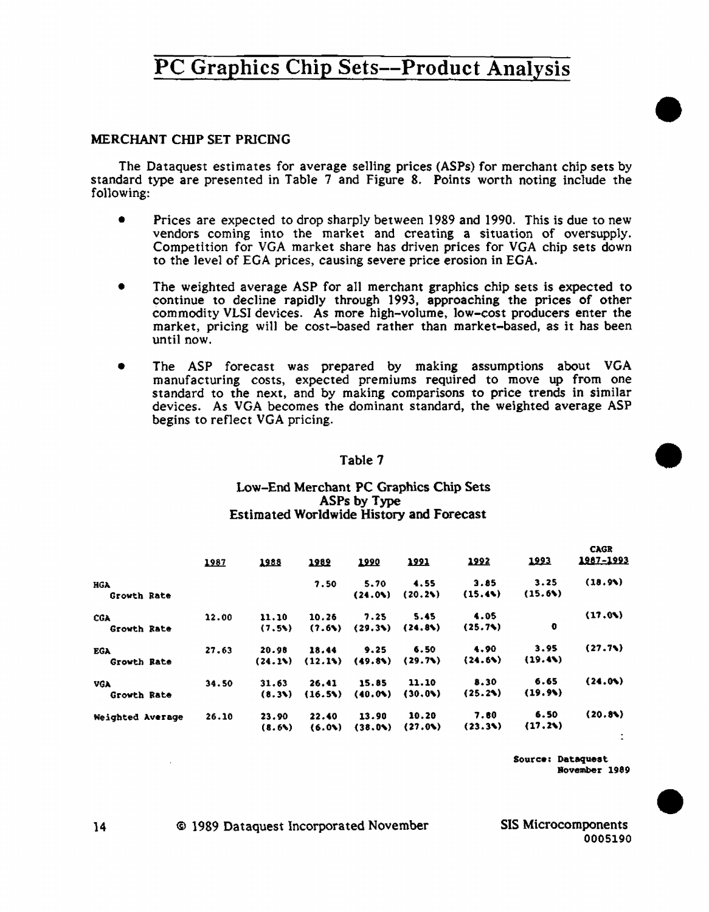## MERCHANT CHIP SET PRICING

The Dataquest estimates for average selling prices (ASPs) for merchant chip sets by standard type are presented in Table 7 and Figure 8. Points worth noting include the following:

- Prices are expected to drop sharply between 1989 and 1990. This is due to new vendors coming into the market and creating a situation of oversupply. Competition for VGA market share has driven prices for VGA chip sets down to the level of EGA prices, causing severe price erosion in EGA.

- The weighted average ASP for all merchant graphics chip sets is expected to continue to decline rapidly through 1993, approaching the prices of other commodity VLSI devices. As more high-volume, low-cost producers enter the market, pricing will be cost-based rather than market-based, as it has been until now.

- The ASP forecast was prepared by making assumptions about VGA manufacturing costs, expected premiums required to move up from one standard to the next, and by making comparisons to price trends in similar devices. As VGA becomes the dominant standard, the weighted average ASP begins to reflect VGA pricing.

### Table 7

**Low-End Merchant PC Graphics Chip Sets**
**ASPs by Type**
**Estimated Worldwide History and Forecast**

| | 1987 | 1988 | 1989 | 1990 | 1991 | 1992 | 1993 | CAGR 1987-1993 |
|---|---|---|---|---|---|---|---|---|
| HGA | | | 7.50 | 5.70 | 4.55 | 3.85 | 3.25 | (18.9%) |
| Growth Rate | | | | (24.0%) | (20.2%) | (15.4%) | (15.6%) | |
| CGA | 12.00 | 11.10 | 10.26 | 7.25 | 5.45 | 4.05 | | (17.0%) |
| Growth Rate | | (7.5%) | (7.6%) | (29.3%) | (24.8%) | (25.7%) | 0 | |
| EGA | 27.63 | 20.98 | 18.44 | 9.25 | 6.50 | 4.90 | 3.95 | (27.7%) |
| Growth Rate | | (24.1%) | (12.1%) | (49.8%) | (29.7%) | (24.6%) | (19.4%) | |
| VGA | 34.50 | 31.63 | 26.41 | 15.85 | 11.10 | 8.30 | 6.65 | (24.0%) |
| Growth Rate | | (8.3%) | (16.5%) | (40.0%) | (30.0%) | (25.2%) | (19.9%) | |
| Weighted Average | 26.10 | 23.90 | 22.40 | 13.90 | 10.20 | 7.80 | 6.50 | (20.8%) |
| | | (8.6%) | (6.0%) | (38.0%) | (27.0%) | (23.3%) | (17.2%) | |

Source: Dataquest
November 1989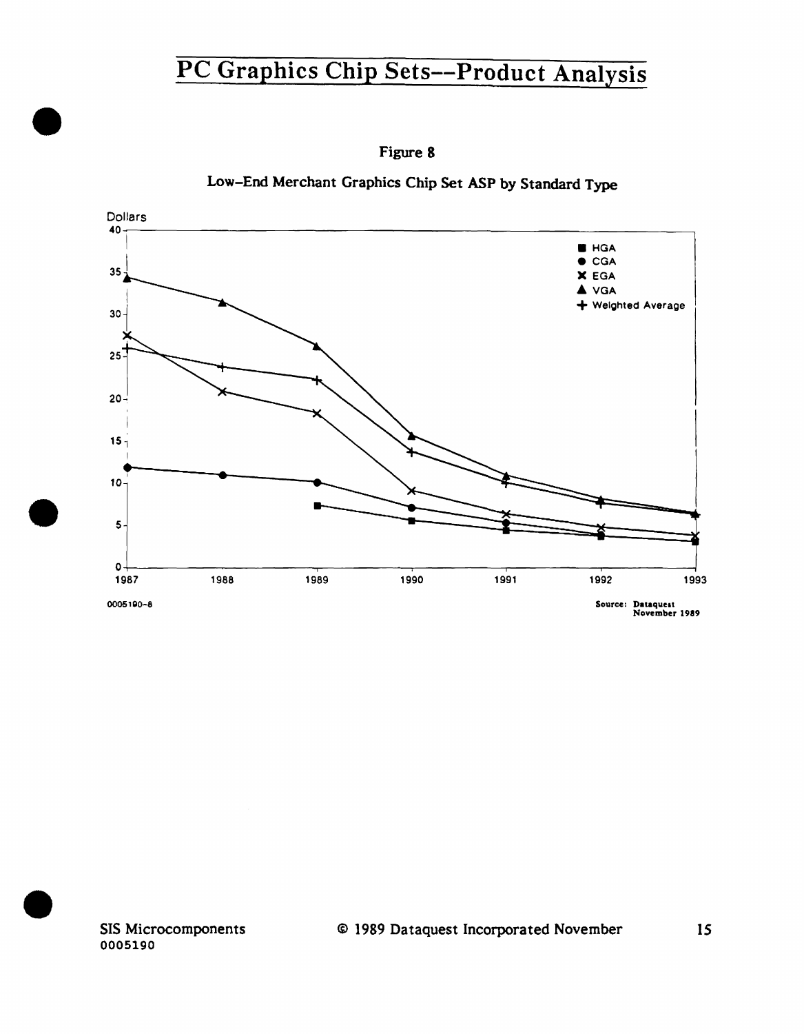Figure 8

Low-End Merchant Graphics Chip Set ASP by Standard Type

Dollars

40
35
30
25
20
15
10
5
0

1987 1988 1989 1990 1991 1992 1993

■ HGA
● CGA
✕ EGA
▲ VGA
+ Weighted Average

0005190-8

Source: Dataquest
November 1989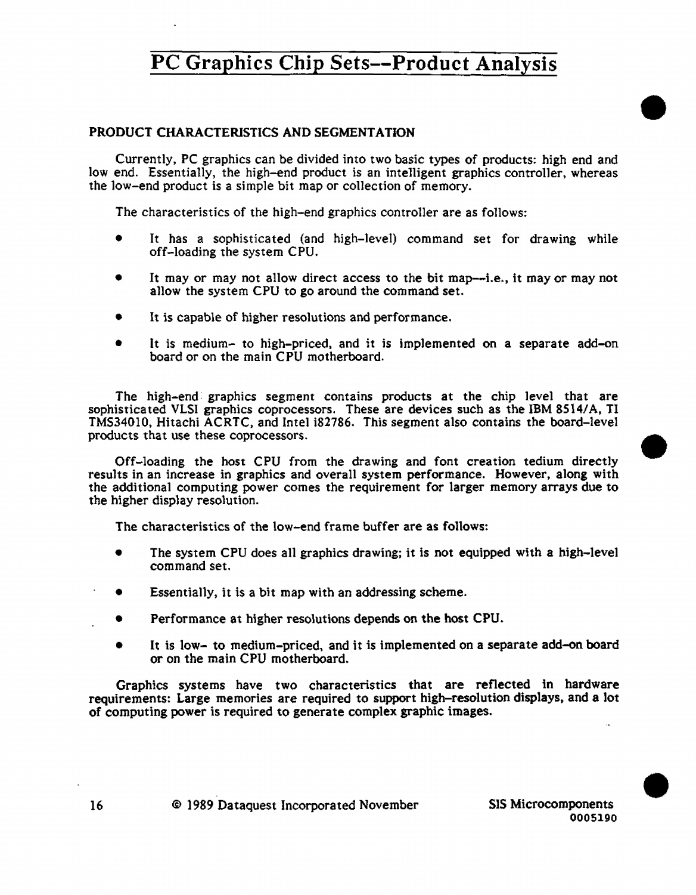## PRODUCT CHARACTERISTICS AND SEGMENTATION

Currently, PC graphics can be divided into two basic types of products: high end and low end. Essentially, the high-end product is an intelligent graphics controller, whereas the low-end product is a simple bit map or collection of memory.

The characteristics of the high-end graphics controller are as follows:

- It has a sophisticated (and high-level) command set for drawing while off-loading the system CPU.
- It may or may not allow direct access to the bit map—i.e., it may or may not allow the system CPU to go around the command set.
- It is capable of higher resolutions and performance.
- It is medium- to high-priced, and it is implemented on a separate add-on board or on the main CPU motherboard.

The high-end graphics segment contains products at the chip level that are sophisticated VLSI graphics coprocessors. These are devices such as the IBM 8514/A, TI TMS34010, Hitachi ACRTC, and Intel i82786. This segment also contains the board-level products that use these coprocessors.

Off-loading the host CPU from the drawing and font creation tedium directly results in an increase in graphics and overall system performance. However, along with the additional computing power comes the requirement for larger memory arrays due to the higher display resolution.

The characteristics of the low-end frame buffer are as follows:

- The system CPU does all graphics drawing; it is not equipped with a high-level command set.
- Essentially, it is a bit map with an addressing scheme.
- Performance at higher resolutions depends on the host CPU.
- It is low- to medium-priced, and it is implemented on a separate add-on board or on the main CPU motherboard.

Graphics systems have two characteristics that are reflected in hardware requirements: Large memories are required to support high-resolution displays, and a lot of computing power is required to generate complex graphic images.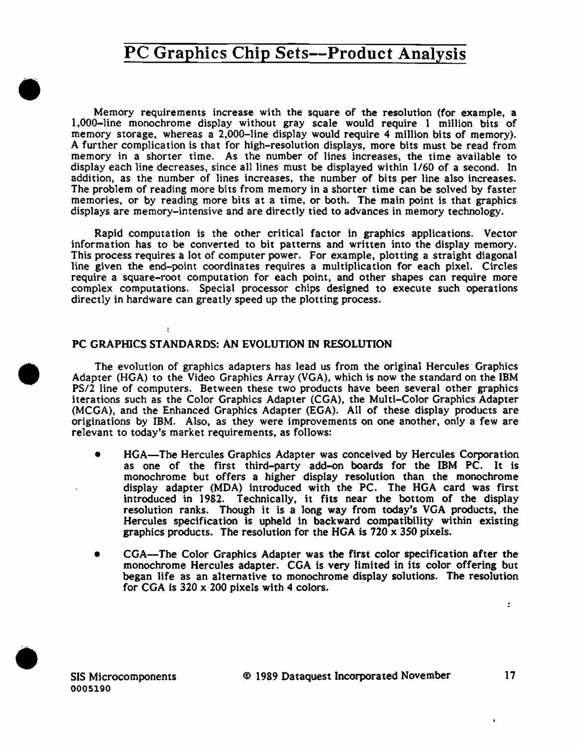Memory requirements increase with the square of the resolution (for example, a 1,000-line monochrome display without gray scale would require 1 million bits of memory storage, whereas a 2,000-line display would require 4 million bits of memory). A further complication is that for high-resolution displays, more bits must be read from memory in a shorter time. As the number of lines increases, the time available to display each line decreases, since all lines must be displayed within 1/60 of a second. In addition, as the number of lines increases, the number of bits per line also increases. The problem of reading more bits from memory in a shorter time can be solved by faster memories, or by reading more bits at a time, or both. The main point is that graphics displays are memory-intensive and are directly tied to advances in memory technology.

Rapid computation is the other critical factor in graphics applications. Vector information has to be converted to bit patterns and written into the display memory. This process requires a lot of computer power. For example, plotting a straight diagonal line given the end-point coordinates requires a multiplication for each pixel. Circles require a square-root computation for each point, and other shapes can require more complex computations. Special processor chips designed to execute such operations directly in hardware can greatly speed up the plotting process.

## PC GRAPHICS STANDARDS: AN EVOLUTION IN RESOLUTION

The evolution of graphics adapters has lead us from the original Hercules Graphics Adapter (HGA) to the Video Graphics Array (VGA), which is now the standard on the IBM PS/2 line of computers. Between these two products have been several other graphics iterations such as the Color Graphics Adapter (CGA), the Multi-Color Graphics Adapter (MCGA), and the Enhanced Graphics Adapter (EGA). All of these display products are originations by IBM. Also, as they were improvements on one another, only a few are relevant to today's market requirements, as follows:

- HGA—The Hercules Graphics Adapter was conceived by Hercules Corporation as one of the first third-party add-on boards for the IBM PC. It is monochrome but offers a higher display resolution than the monochrome display adapter (MDA) introduced with the PC. The HGA card was first introduced in 1982. Technically, it fits near the bottom of the display resolution ranks. Though it is a long way from today's VGA products, the Hercules specification is upheld in backward compatibility within existing graphics products. The resolution for the HGA is 720 x 350 pixels.

- CGA—The Color Graphics Adapter was the first color specification after the monochrome Hercules adapter. CGA is very limited in its color offering but began life as an alternative to monochrome display solutions. The resolution for CGA is 320 x 200 pixels with 4 colors.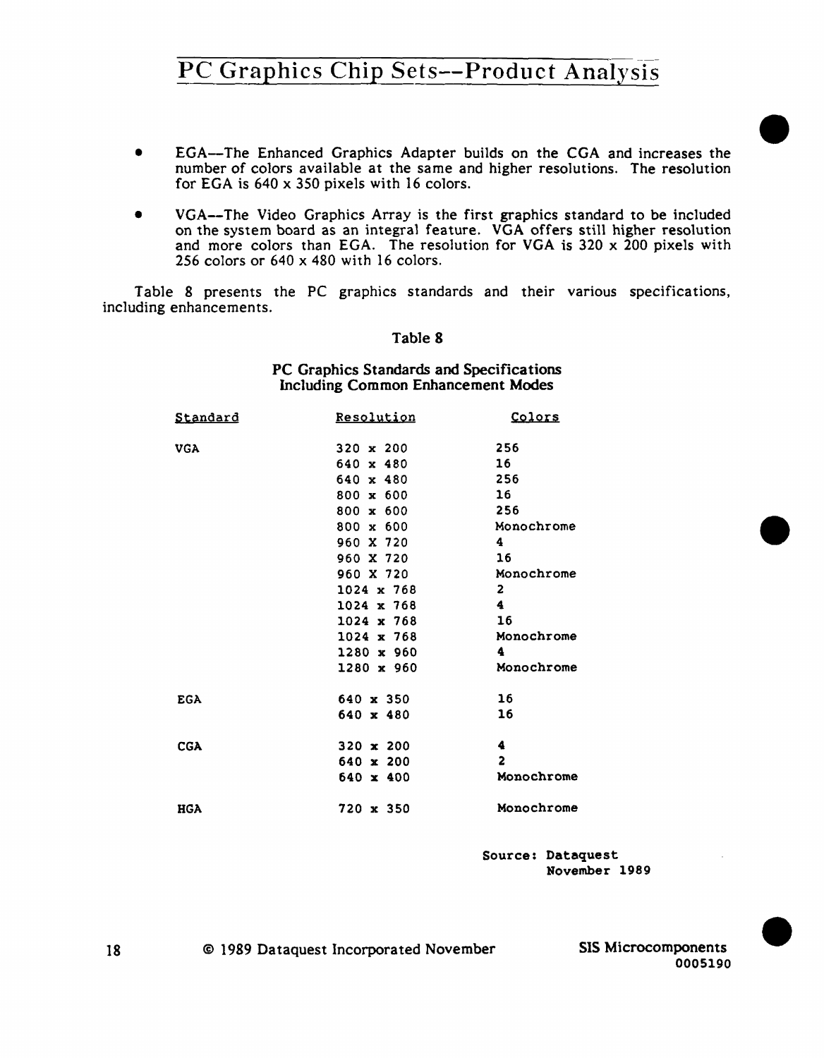- EGA--The Enhanced Graphics Adapter builds on the CGA and increases the number of colors available at the same and higher resolutions. The resolution for EGA is 640 x 350 pixels with 16 colors.

- VGA--The Video Graphics Array is the first graphics standard to be included on the system board as an integral feature. VGA offers still higher resolution and more colors than EGA. The resolution for VGA is 320 x 200 pixels with 256 colors or 640 x 480 with 16 colors.

Table 8 presents the PC graphics standards and their various specifications, including enhancements.

**Table 8**

**PC Graphics Standards and Specifications Including Common Enhancement Modes**

| Standard | Resolution | Colors |
|---|---|---|
| VGA | 320 x 200 | 256 |
| | 640 x 480 | 16 |
| | 640 x 480 | 256 |
| | 800 x 600 | 16 |
| | 800 x 600 | 256 |
| | 800 x 600 | Monochrome |
| | 960 X 720 | 4 |
| | 960 X 720 | 16 |
| | 960 X 720 | Monochrome |
| | 1024 x 768 | 2 |
| | 1024 x 768 | 4 |
| | 1024 x 768 | 16 |
| | 1024 x 768 | Monochrome |
| | 1280 x 960 | 4 |
| | 1280 x 960 | Monochrome |
| EGA | 640 x 350 | 16 |
| | 640 x 480 | 16 |
| CGA | 320 x 200 | 4 |
| | 640 x 200 | 2 |
| | 640 x 400 | Monochrome |
| HGA | 720 x 350 | Monochrome |

Source: Dataquest
November 1989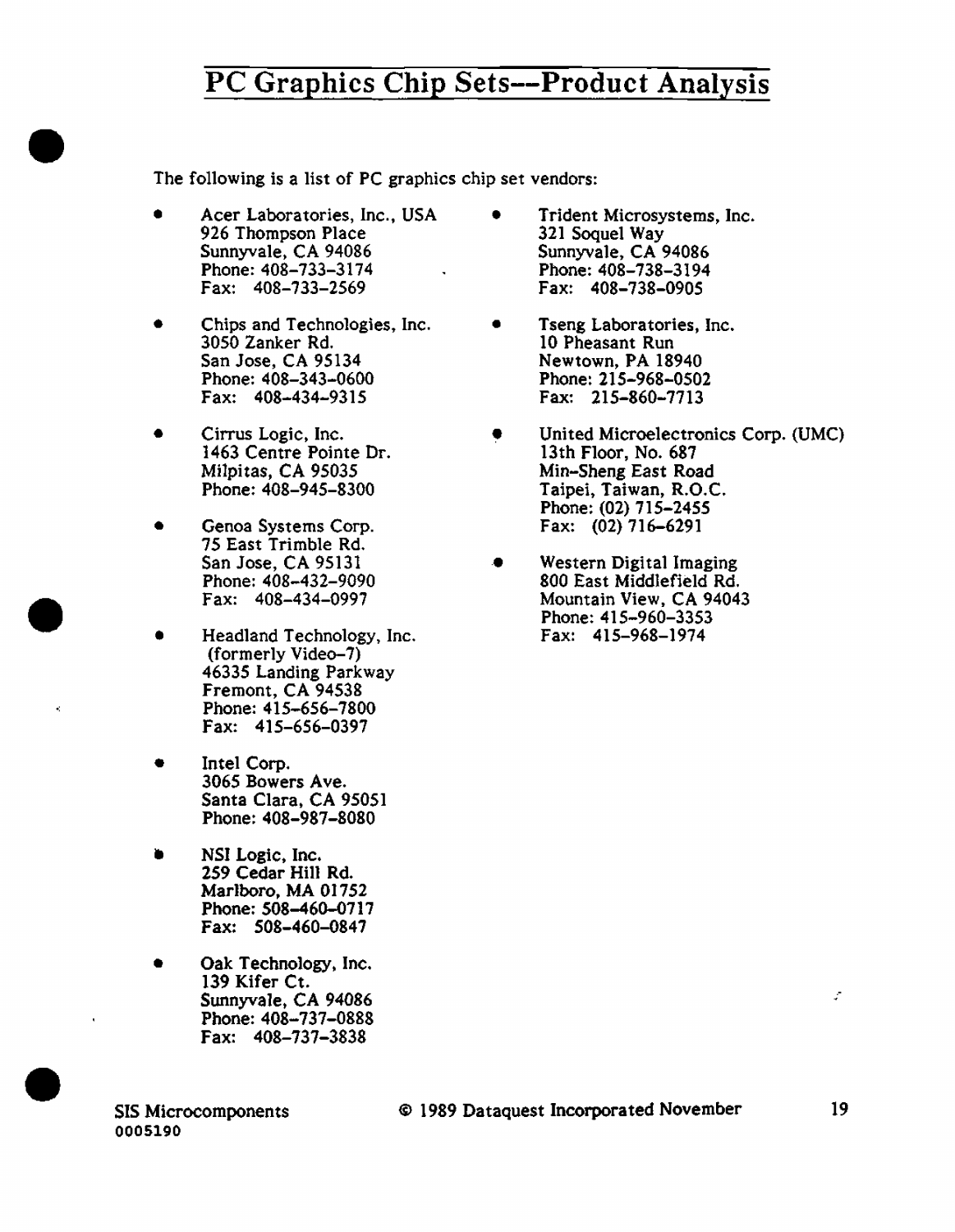# PC Graphics Chip Sets--Product Analysis

The following is a list of PC graphics chip set vendors:

- Acer Laboratories, Inc., USA
  926 Thompson Place
  Sunnyvale, CA 94086
  Phone: 408-733-3174
  Fax: 408-733-2569

- Chips and Technologies, Inc.
  3050 Zanker Rd.
  San Jose, CA 95134
  Phone: 408-343-0600
  Fax: 408-434-9315

- Cirrus Logic, Inc.
  1463 Centre Pointe Dr.
  Milpitas, CA 95035
  Phone: 408-945-8300

- Genoa Systems Corp.
  75 East Trimble Rd.
  San Jose, CA 95131
  Phone: 408-432-9090
  Fax: 408-434-0997

- Headland Technology, Inc.
  (formerly Video-7)
  46335 Landing Parkway
  Fremont, CA 94538
  Phone: 415-656-7800
  Fax: 415-656-0397

- Intel Corp.
  3065 Bowers Ave.
  Santa Clara, CA 95051
  Phone: 408-987-8080

- NSI Logic, Inc.
  259 Cedar Hill Rd.
  Marlboro, MA 01752
  Phone: 508-460-0717
  Fax: 508-460-0847

- Oak Technology, Inc.
  139 Kifer Ct.
  Sunnyvale, CA 94086
  Phone: 408-737-0888
  Fax: 408-737-3838

- Trident Microsystems, Inc.
  321 Soquel Way
  Sunnyvale, CA 94086
  Phone: 408-738-3194
  Fax: 408-738-0905

- Tseng Laboratories, Inc.
  10 Pheasant Run
  Newtown, PA 18940
  Phone: 215-968-0502
  Fax: 215-860-7713

- United Microelectronics Corp. (UMC)
  13th Floor, No. 687
  Min-Sheng East Road
  Taipei, Taiwan, R.O.C.
  Phone: (02) 715-2455
  Fax: (02) 716-6291

- Western Digital Imaging
  800 East Middlefield Rd.
  Mountain View, CA 94043
  Phone: 415-960-3353
  Fax: 415-968-1974

SIS Microcomponents
0005190

© 1989 Dataquest Incorporated November